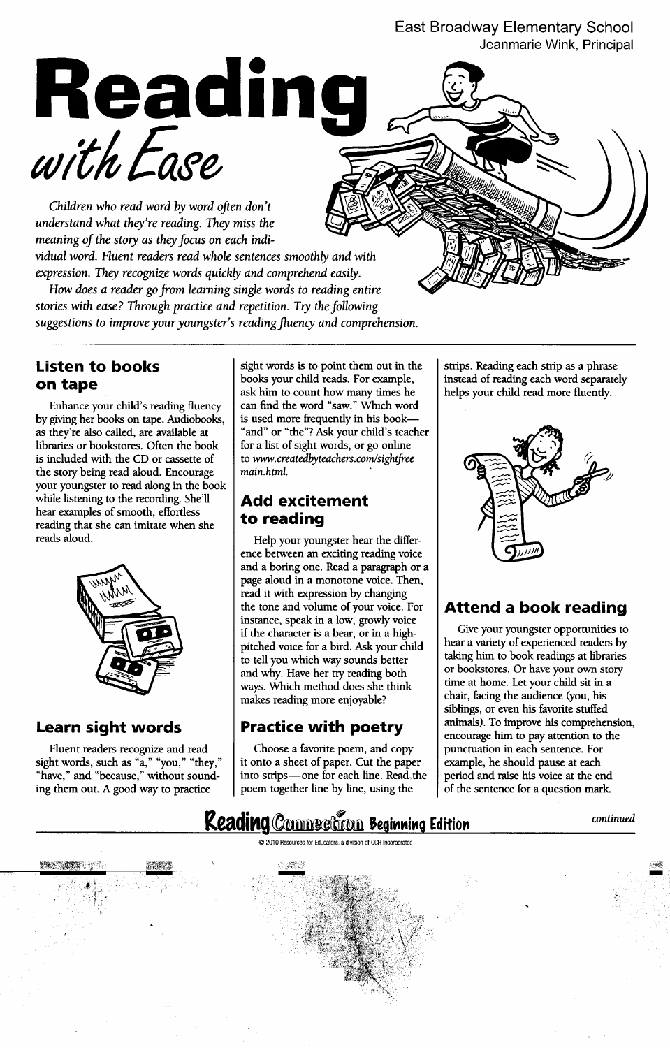East Broadway Elementary School
Jeanmarie Wink, Principal

# Reading *with Ease*

*Children who read word by word often don't understand what they're reading. They miss the meaning of the story as they focus on each individual word. Fluent readers read whole sentences smoothly and with expression. They recognize words quickly and comprehend easily.*

*How does a reader go from learning single words to reading entire stories with ease? Through practice and repetition. Try the following suggestions to improve your youngster's reading fluency and comprehension.*

## Listen to books on tape

Enhance your child's reading fluency by giving her books on tape. Audiobooks, as they're also called, are available at libraries or bookstores. Often the book is included with the CD or cassette of the story being read aloud. Encourage your youngster to read along in the book while listening to the recording. She'll hear examples of smooth, effortless reading that she can imitate when she reads aloud.

## Learn sight words

Fluent readers recognize and read sight words, such as "a," "you," "they," "have," and "because," without sounding them out. A good way to practice sight words is to point them out in the books your child reads. For example, ask him to count how many times he can find the word "saw." Which word is used more frequently in his book—"and" or "the"? Ask your child's teacher for a list of sight words, or go online to *www.createdbyteachers.com/sightfreemain.html.*

## Add excitement to reading

Help your youngster hear the difference between an exciting reading voice and a boring one. Read a paragraph or a page aloud in a monotone voice. Then, read it with expression by changing the tone and volume of your voice. For instance, speak in a low, growly voice if the character is a bear, or in a high-pitched voice for a bird. Ask your child to tell you which way sounds better and why. Have her try reading both ways. Which method does she think makes reading more enjoyable?

## Practice with poetry

Choose a favorite poem, and copy it onto a sheet of paper. Cut the paper into strips—one for each line. Read the poem together line by line, using the strips. Reading each strip as a phrase instead of reading each word separately helps your child read more fluently.

## Attend a book reading

Give your youngster opportunities to hear a variety of experienced readers by taking him to book readings at libraries or bookstores. Or have your own story time at home. Let your child sit in a chair, facing the audience (you, his siblings, or even his favorite stuffed animals). To improve his comprehension, encourage him to pay attention to the punctuation in each sentence. For example, he should pause at each period and raise his voice at the end of the sentence for a question mark.

*continued*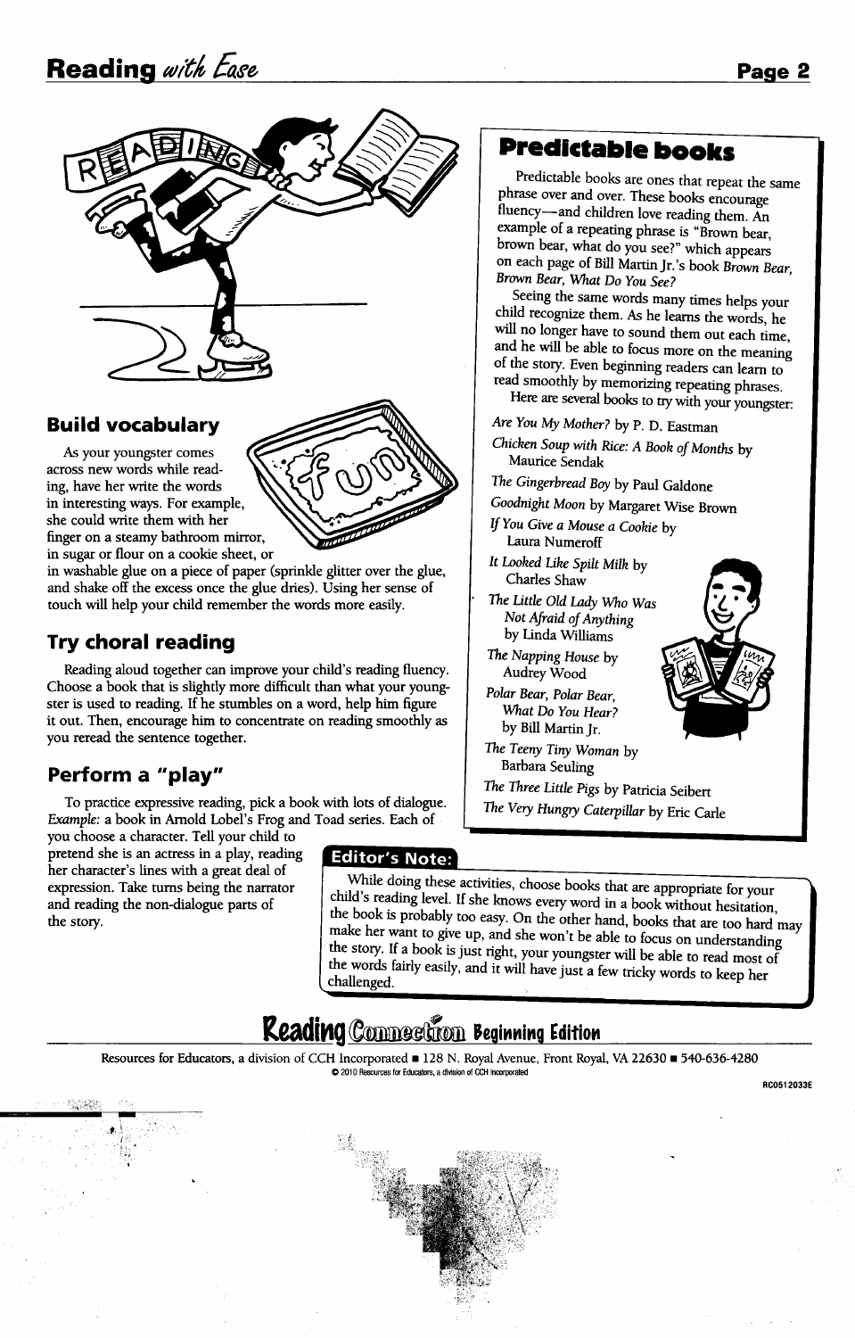## Build vocabulary

As your youngster comes across new words while reading, have her write the words in interesting ways. For example, she could write them with her finger on a steamy bathroom mirror, in sugar or flour on a cookie sheet, or in washable glue on a piece of paper (sprinkle glitter over the glue, and shake off the excess once the glue dries). Using her sense of touch will help your child remember the words more easily.

## Try choral reading

Reading aloud together can improve your child's reading fluency. Choose a book that is slightly more difficult than what your youngster is used to reading. If he stumbles on a word, help him figure it out. Then, encourage him to concentrate on reading smoothly as you reread the sentence together.

## Perform a "play"

To practice expressive reading, pick a book with lots of dialogue. *Example:* a book in Arnold Lobel's Frog and Toad series. Each of you choose a character. Tell your child to pretend she is an actress in a play, reading her character's lines with a great deal of expression. Take turns being the narrator and reading the non-dialogue parts of the story.

## Predictable books

Predictable books are ones that repeat the same phrase over and over. These books encourage fluency—and children love reading them. An example of a repeating phrase is "Brown bear, brown bear, what do you see?" which appears on each page of Bill Martin Jr.'s book *Brown Bear, Brown Bear, What Do You See?*

Seeing the same words many times helps your child recognize them. As he learns the words, he will no longer have to sound them out each time, and he will be able to focus more on the meaning of the story. Even beginning readers can learn to read smoothly by memorizing repeating phrases.

Here are several books to try with your youngster:

*Are You My Mother?* by P. D. Eastman

*Chicken Soup with Rice: A Book of Months* by Maurice Sendak

*The Gingerbread Boy* by Paul Galdone

*Goodnight Moon* by Margaret Wise Brown

*If You Give a Mouse a Cookie* by Laura Numeroff

*It Looked Like Spilt Milk* by Charles Shaw

*The Little Old Lady Who Was Not Afraid of Anything* by Linda Williams

*The Napping House* by Audrey Wood

*Polar Bear, Polar Bear, What Do You Hear?* by Bill Martin Jr.

*The Teeny Tiny Woman* by Barbara Seuling

*The Three Little Pigs* by Patricia Seibert

*The Very Hungry Caterpillar* by Eric Carle

**Editor's Note:**

While doing these activities, choose books that are appropriate for your child's reading level. If she knows every word in a book without hesitation, the book is probably too easy. On the other hand, books that are too hard may make her want to give up, and she won't be able to focus on understanding the story. If a book is just right, your youngster will be able to read most of the words fairly easily, and it will have just a few tricky words to keep her challenged.

**Reading Connection Beginning Edition**

Resources for Educators, a division of CCH Incorporated ■ 128 N. Royal Avenue, Front Royal, VA 22630 ■ 540-636-4280

© 2010 Resources for Educators, a division of CCH Incorporated

RC0512033E